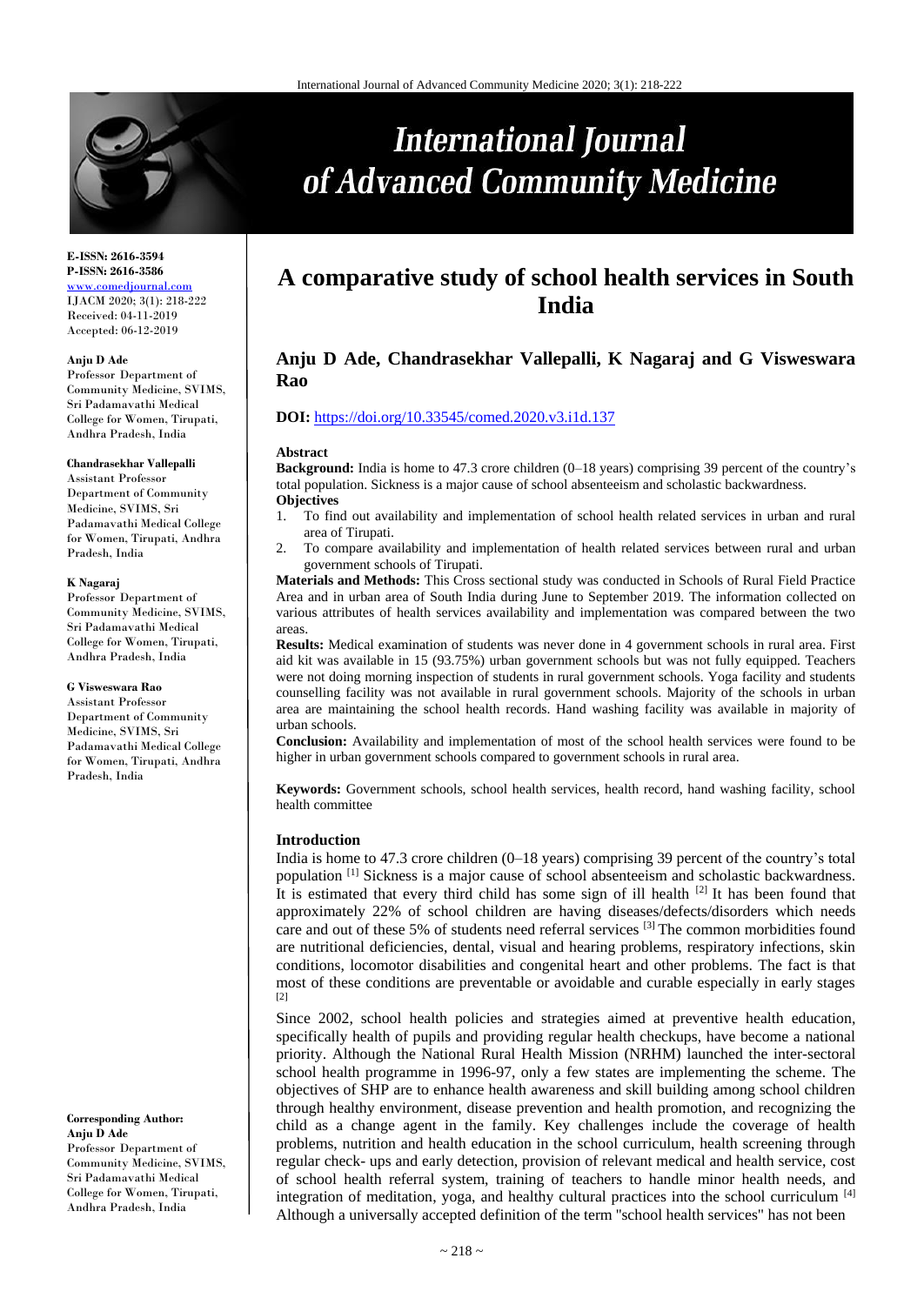E-ISSN: 2616-3594
P-ISSN: 2616-3586
www.comedjournal.com
IJACM 2020; 3(1): 218-222
Received: 04-11-2019
Accepted: 06-12-2019

**Anju D Ade**
Professor Department of Community Medicine, SVIMS, Sri Padamavathi Medical College for Women, Tirupati, Andhra Pradesh, India

**Chandrasekhar Vallepalli**
Assistant Professor Department of Community Medicine, SVIMS, Sri Padamavathi Medical College for Women, Tirupati, Andhra Pradesh, India

**K Nagaraj**
Professor Department of Community Medicine, SVIMS, Sri Padamavathi Medical College for Women, Tirupati, Andhra Pradesh, India

**G Visweswara Rao**
Assistant Professor Department of Community Medicine, SVIMS, Sri Padamavathi Medical College for Women, Tirupati, Andhra Pradesh, India

**Corresponding Author:**
**Anju D Ade**
Professor Department of Community Medicine, SVIMS, Sri Padamavathi Medical College for Women, Tirupati, Andhra Pradesh, India

# A comparative study of school health services in South India

**Anju D Ade, Chandrasekhar Vallepalli, K Nagaraj and G Visweswara Rao**

**DOI:** https://doi.org/10.33545/comed.2020.v3.i1d.137

**Abstract**

**Background:** India is home to 47.3 crore children (0–18 years) comprising 39 percent of the country's total population. Sickness is a major cause of school absenteeism and scholastic backwardness.

**Objectives**

1. To find out availability and implementation of school health related services in urban and rural area of Tirupati.
2. To compare availability and implementation of health related services between rural and urban government schools of Tirupati.

**Materials and Methods:** This Cross sectional study was conducted in Schools of Rural Field Practice Area and in urban area of South India during June to September 2019. The information collected on various attributes of health services availability and implementation was compared between the two areas.

**Results:** Medical examination of students was never done in 4 government schools in rural area. First aid kit was available in 15 (93.75%) urban government schools but was not fully equipped. Teachers were not doing morning inspection of students in rural government schools. Yoga facility and students counselling facility was not available in rural government schools. Majority of the schools in urban area are maintaining the school health records. Hand washing facility was available in majority of urban schools.

**Conclusion:** Availability and implementation of most of the school health services were found to be higher in urban government schools compared to government schools in rural area.

**Keywords:** Government schools, school health services, health record, hand washing facility, school health committee

## Introduction

India is home to 47.3 crore children (0–18 years) comprising 39 percent of the country's total population [1] Sickness is a major cause of school absenteeism and scholastic backwardness. It is estimated that every third child has some sign of ill health [2] It has been found that approximately 22% of school children are having diseases/defects/disorders which needs care and out of these 5% of students need referral services [3] The common morbidities found are nutritional deficiencies, dental, visual and hearing problems, respiratory infections, skin conditions, locomotor disabilities and congenital heart and other problems. The fact is that most of these conditions are preventable or avoidable and curable especially in early stages [2]

Since 2002, school health policies and strategies aimed at preventive health education, specifically health of pupils and providing regular health checkups, have become a national priority. Although the National Rural Health Mission (NRHM) launched the inter-sectoral school health programme in 1996-97, only a few states are implementing the scheme. The objectives of SHP are to enhance health awareness and skill building among school children through healthy environment, disease prevention and health promotion, and recognizing the child as a change agent in the family. Key challenges include the coverage of health problems, nutrition and health education in the school curriculum, health screening through regular check- ups and early detection, provision of relevant medical and health service, cost of school health referral system, training of teachers to handle minor health needs, and integration of meditation, yoga, and healthy cultural practices into the school curriculum [4] Although a universally accepted definition of the term "school health services" has not been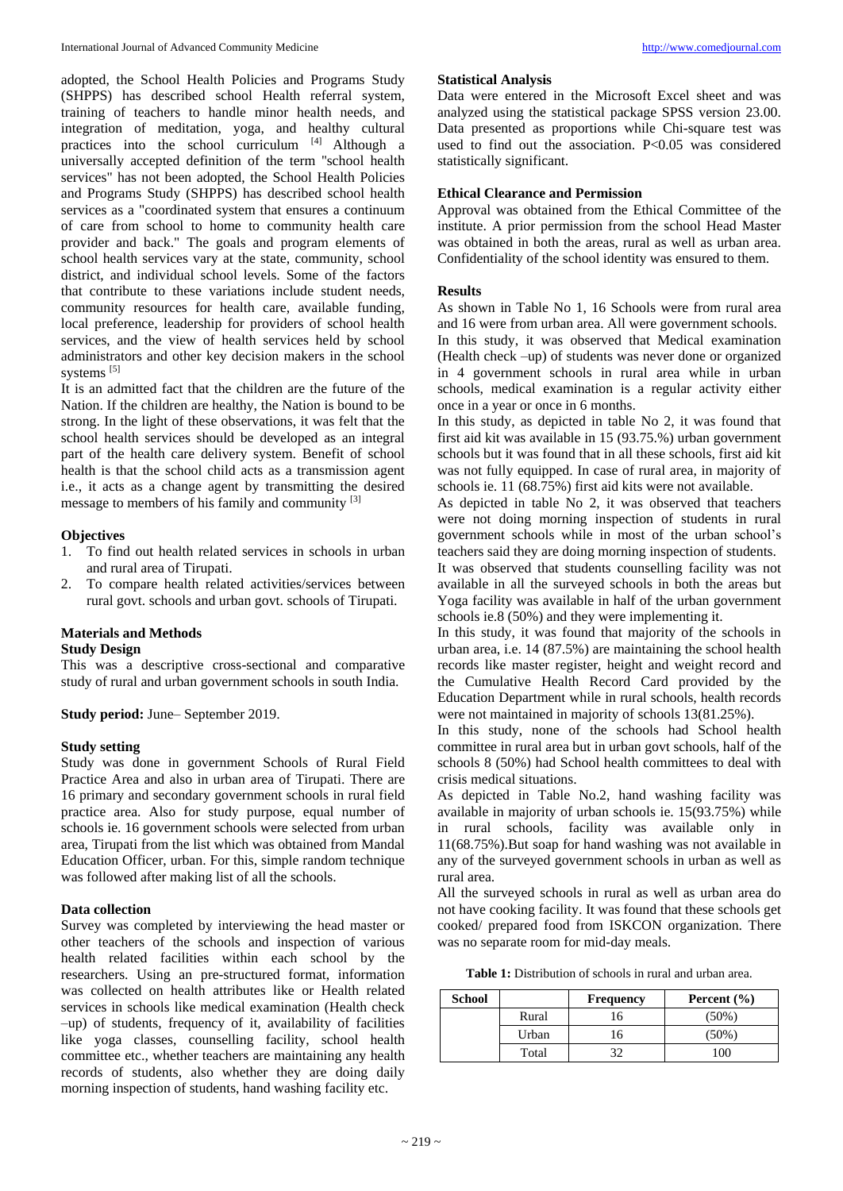adopted, the School Health Policies and Programs Study (SHPPS) has described school Health referral system, training of teachers to handle minor health needs, and integration of meditation, yoga, and healthy cultural practices into the school curriculum [4] Although a universally accepted definition of the term "school health services" has not been adopted, the School Health Policies and Programs Study (SHPPS) has described school health services as a "coordinated system that ensures a continuum of care from school to home to community health care provider and back." The goals and program elements of school health services vary at the state, community, school district, and individual school levels. Some of the factors that contribute to these variations include student needs, community resources for health care, available funding, local preference, leadership for providers of school health services, and the view of health services held by school administrators and other key decision makers in the school systems [5]

It is an admitted fact that the children are the future of the Nation. If the children are healthy, the Nation is bound to be strong. In the light of these observations, it was felt that the school health services should be developed as an integral part of the health care delivery system. Benefit of school health is that the school child acts as a transmission agent i.e., it acts as a change agent by transmitting the desired message to members of his family and community [3]

### Objectives

1. To find out health related services in schools in urban and rural area of Tirupati.
2. To compare health related activities/services between rural govt. schools and urban govt. schools of Tirupati.

### Materials and Methods

#### Study Design

This was a descriptive cross-sectional and comparative study of rural and urban government schools in south India.

**Study period:** June– September 2019.

#### Study setting

Study was done in government Schools of Rural Field Practice Area and also in urban area of Tirupati. There are 16 primary and secondary government schools in rural field practice area. Also for study purpose, equal number of schools ie. 16 government schools were selected from urban area, Tirupati from the list which was obtained from Mandal Education Officer, urban. For this, simple random technique was followed after making list of all the schools.

#### Data collection

Survey was completed by interviewing the head master or other teachers of the schools and inspection of various health related facilities within each school by the researchers. Using an pre-structured format, information was collected on health attributes like or Health related services in schools like medical examination (Health check –up) of students, frequency of it, availability of facilities like yoga classes, counselling facility, school health committee etc., whether teachers are maintaining any health records of students, also whether they are doing daily morning inspection of students, hand washing facility etc.

#### Statistical Analysis

Data were entered in the Microsoft Excel sheet and was analyzed using the statistical package SPSS version 23.00. Data presented as proportions while Chi-square test was used to find out the association. P<0.05 was considered statistically significant.

#### Ethical Clearance and Permission

Approval was obtained from the Ethical Committee of the institute. A prior permission from the school Head Master was obtained in both the areas, rural as well as urban area. Confidentiality of the school identity was ensured to them.

### Results

As shown in Table No 1, 16 Schools were from rural area and 16 were from urban area. All were government schools.

In this study, it was observed that Medical examination (Health check –up) of students was never done or organized in 4 government schools in rural area while in urban schools, medical examination is a regular activity either once in a year or once in 6 months.

In this study, as depicted in table No 2, it was found that first aid kit was available in 15 (93.75.%) urban government schools but it was found that in all these schools, first aid kit was not fully equipped. In case of rural area, in majority of schools ie. 11 (68.75%) first aid kits were not available.

As depicted in table No 2, it was observed that teachers were not doing morning inspection of students in rural government schools while in most of the urban school's teachers said they are doing morning inspection of students.

It was observed that students counselling facility was not available in all the surveyed schools in both the areas but Yoga facility was available in half of the urban government schools ie.8 (50%) and they were implementing it.

In this study, it was found that majority of the schools in urban area, i.e. 14 (87.5%) are maintaining the school health records like master register, height and weight record and the Cumulative Health Record Card provided by the Education Department while in rural schools, health records were not maintained in majority of schools 13(81.25%).

In this study, none of the schools had School health committee in rural area but in urban govt schools, half of the schools 8 (50%) had School health committees to deal with crisis medical situations.

As depicted in Table No.2, hand washing facility was available in majority of urban schools ie. 15(93.75%) while in rural schools, facility was available only in 11(68.75%).But soap for hand washing was not available in any of the surveyed government schools in urban as well as rural area.

All the surveyed schools in rural as well as urban area do not have cooking facility. It was found that these schools get cooked/ prepared food from ISKCON organization. There was no separate room for mid-day meals.

**Table 1:** Distribution of schools in rural and urban area.

| School | | Frequency | Percent (%) |
|---|---|---|---|
| | Rural | 16 | (50%) |
| | Urban | 16 | (50%) |
| | Total | 32 | 100 |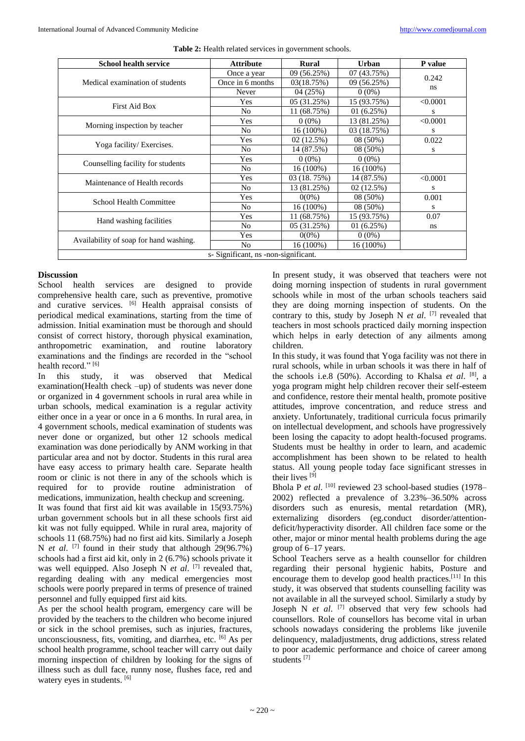**Table 2:** Health related services in government schools.

| School health service | Attribute | Rural | Urban | P value |
|---|---|---|---|---|
| Medical examination of students | Once a year | 09 (56.25%) | 07 (43.75%) | 0.242 ns |
| | Once in 6 months | 03(18.75%) | 09 (56.25%) | |
| | Never | 04 (25%) | 0 (0%) | |
| First Aid Box | Yes | 05 (31.25%) | 15 (93.75%) | <0.0001 s |
| | No | 11 (68.75%) | 01 (6.25%) | |
| Morning inspection by teacher | Yes | 0 (0%) | 13 (81.25%) | <0.0001 s |
| | No | 16 (100%) | 03 (18.75%) | |
| Yoga facility/ Exercises. | Yes | 02 (12.5%) | 08 (50%) | 0.022 s |
| | No | 14 (87.5%) | 08 (50%) | |
| Counselling facility for students | Yes | 0 (0%) | 0 (0%) | |
| | No | 16 (100%) | 16 (100%) | |
| Maintenance of Health records | Yes | 03 (18. 75%) | 14 (87.5%) | <0.0001 s |
| | No | 13 (81.25%) | 02 (12.5%) | |
| School Health Committee | Yes | 0(0%) | 08 (50%) | 0.001 s |
| | No | 16 (100%) | 08 (50%) | |
| Hand washing facilities | Yes | 11 (68.75%) | 15 (93.75%) | 0.07 ns |
| | No | 05 (31.25%) | 01 (6.25%) | |
| Availability of soap for hand washing. | Yes | 0(0%) | 0 (0%) | |
| | No | 16 (100%) | 16 (100%) | |

s- Significant, ns -non-significant.

## Discussion

School health services are designed to provide comprehensive health care, such as preventive, promotive and curative services. [6] Health appraisal consists of periodical medical examinations, starting from the time of admission. Initial examination must be thorough and should consist of correct history, thorough physical examination, anthropometric examination, and routine laboratory examinations and the findings are recorded in the "school health record." [6]

In this study, it was observed that Medical examination(Health check –up) of students was never done or organized in 4 government schools in rural area while in urban schools, medical examination is a regular activity either once in a year or once in a 6 months. In rural area, in 4 government schools, medical examination of students was never done or organized, but other 12 schools medical examination was done periodically by ANM working in that particular area and not by doctor. Students in this rural area have easy access to primary health care. Separate health room or clinic is not there in any of the schools which is required for to provide routine administration of medications, immunization, health checkup and screening.

It was found that first aid kit was available in 15(93.75%) urban government schools but in all these schools first aid kit was not fully equipped. While in rural area, majority of schools 11 (68.75%) had no first aid kits. Similarly a Joseph N *et al*. [7] found in their study that although 29(96.7%) schools had a first aid kit, only in 2 (6.7%) schools private it was well equipped. Also Joseph N *et al*. [7] revealed that, regarding dealing with any medical emergencies most schools were poorly prepared in terms of presence of trained personnel and fully equipped first aid kits.

As per the school health program, emergency care will be provided by the teachers to the children who become injured or sick in the school premises, such as injuries, fractures, unconsciousness, fits, vomiting, and diarrhea, etc. [6] As per school health programme, school teacher will carry out daily morning inspection of children by looking for the signs of illness such as dull face, runny nose, flushes face, red and watery eyes in students. [6]

In present study, it was observed that teachers were not doing morning inspection of students in rural government schools while in most of the urban schools teachers said they are doing morning inspection of students. On the contrary to this, study by Joseph N *et al*. [7] revealed that teachers in most schools practiced daily morning inspection which helps in early detection of any ailments among children.

In this study, it was found that Yoga facility was not there in rural schools, while in urban schools it was there in half of the schools i.e.8 (50%). According to Khalsa *et al*. [8], a yoga program might help children recover their self-esteem and confidence, restore their mental health, promote positive attitudes, improve concentration, and reduce stress and anxiety. Unfortunately, traditional curricula focus primarily on intellectual development, and schools have progressively been losing the capacity to adopt health-focused programs. Students must be healthy in order to learn, and academic accomplishment has been shown to be related to health status. All young people today face significant stresses in their lives [9]

Bhola P *et al*. [10] reviewed 23 school-based studies (1978–2002) reflected a prevalence of 3.23%–36.50% across disorders such as enuresis, mental retardation (MR), externalizing disorders (eg.conduct disorder/attention-deficit/hyperactivity disorder. All children face some or the other, major or minor mental health problems during the age group of 6–17 years.

School Teachers serve as a health counsellor for children regarding their personal hygienic habits, Posture and encourage them to develop good health practices.[11] In this study, it was observed that students counselling facility was not available in all the surveyed school. Similarly a study by Joseph N *et al*. [7] observed that very few schools had counsellors. Role of counsellors has become vital in urban schools nowadays considering the problems like juvenile delinquency, maladjustments, drug addictions, stress related to poor academic performance and choice of career among students [7]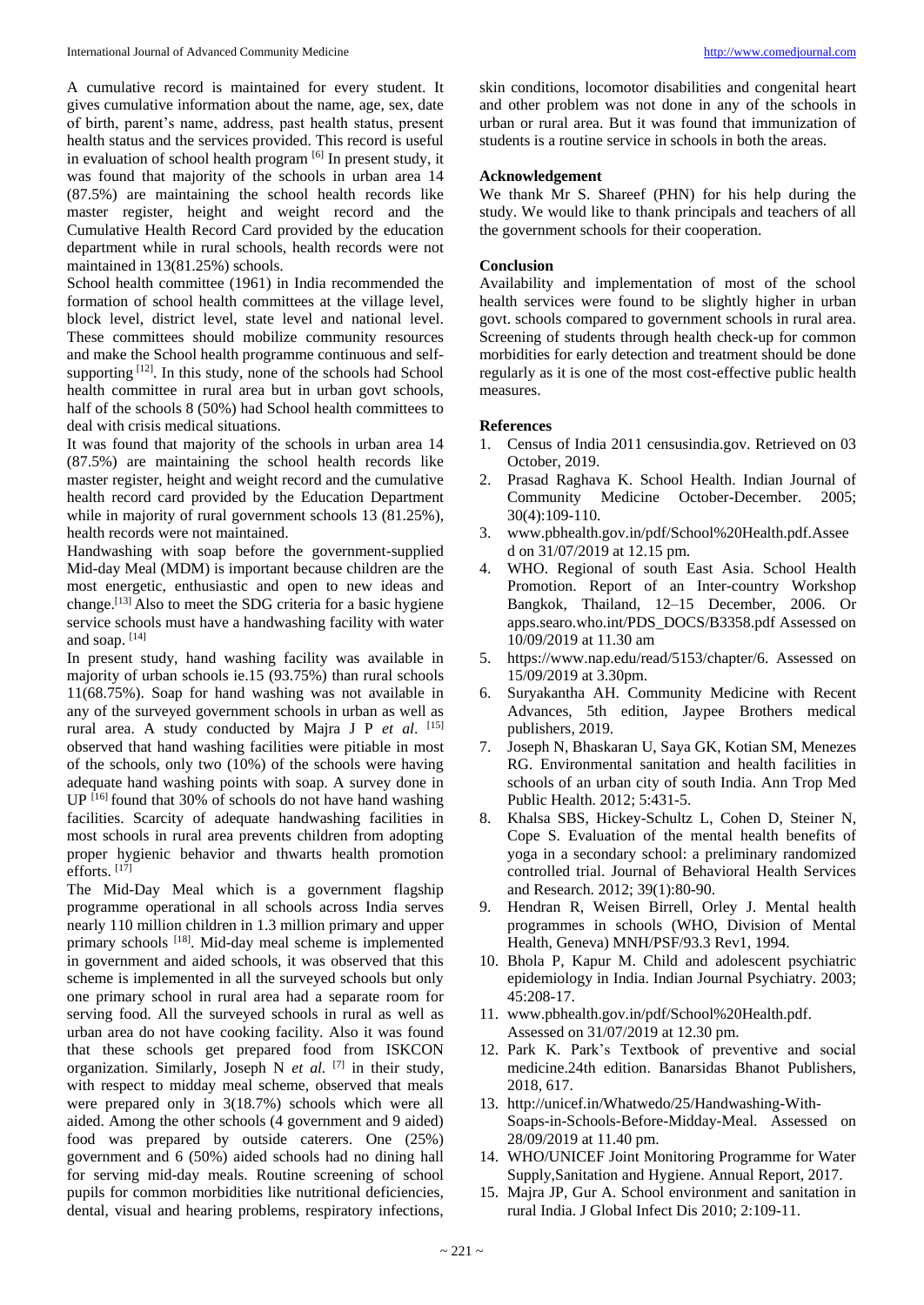A cumulative record is maintained for every student. It gives cumulative information about the name, age, sex, date of birth, parent's name, address, past health status, present health status and the services provided. This record is useful in evaluation of school health program [6] In present study, it was found that majority of the schools in urban area 14 (87.5%) are maintaining the school health records like master register, height and weight record and the Cumulative Health Record Card provided by the education department while in rural schools, health records were not maintained in 13(81.25%) schools.

School health committee (1961) in India recommended the formation of school health committees at the village level, block level, district level, state level and national level. These committees should mobilize community resources and make the School health programme continuous and self-supporting [12]. In this study, none of the schools had School health committee in rural area but in urban govt schools, half of the schools 8 (50%) had School health committees to deal with crisis medical situations.

It was found that majority of the schools in urban area 14 (87.5%) are maintaining the school health records like master register, height and weight record and the cumulative health record card provided by the Education Department while in majority of rural government schools 13 (81.25%), health records were not maintained.

Handwashing with soap before the government-supplied Mid-day Meal (MDM) is important because children are the most energetic, enthusiastic and open to new ideas and change.[13] Also to meet the SDG criteria for a basic hygiene service schools must have a handwashing facility with water and soap. [14]

In present study, hand washing facility was available in majority of urban schools ie.15 (93.75%) than rural schools 11(68.75%). Soap for hand washing was not available in any of the surveyed government schools in urban as well as rural area. A study conducted by Majra J P *et al*. [15] observed that hand washing facilities were pitiable in most of the schools, only two (10%) of the schools were having adequate hand washing points with soap. A survey done in UP [16] found that 30% of schools do not have hand washing facilities. Scarcity of adequate handwashing facilities in most schools in rural area prevents children from adopting proper hygienic behavior and thwarts health promotion efforts. [17]

The Mid-Day Meal which is a government flagship programme operational in all schools across India serves nearly 110 million children in 1.3 million primary and upper primary schools [18]. Mid-day meal scheme is implemented in government and aided schools, it was observed that this scheme is implemented in all the surveyed schools but only one primary school in rural area had a separate room for serving food. All the surveyed schools in rural as well as urban area do not have cooking facility. Also it was found that these schools get prepared food from ISKCON organization. Similarly, Joseph N *et al.* [7] in their study, with respect to midday meal scheme, observed that meals were prepared only in 3(18.7%) schools which were all aided. Among the other schools (4 government and 9 aided) food was prepared by outside caterers. One (25%) government and 6 (50%) aided schools had no dining hall for serving mid-day meals. Routine screening of school pupils for common morbidities like nutritional deficiencies, dental, visual and hearing problems, respiratory infections, skin conditions, locomotor disabilities and congenital heart and other problem was not done in any of the schools in urban or rural area. But it was found that immunization of students is a routine service in schools in both the areas.

## Acknowledgement

We thank Mr S. Shareef (PHN) for his help during the study. We would like to thank principals and teachers of all the government schools for their cooperation.

## Conclusion

Availability and implementation of most of the school health services were found to be slightly higher in urban govt. schools compared to government schools in rural area. Screening of students through health check-up for common morbidities for early detection and treatment should be done regularly as it is one of the most cost-effective public health measures.

## References

1. Census of India 2011 censusindia.gov. Retrieved on 03 October, 2019.
2. Prasad Raghava K. School Health. Indian Journal of Community Medicine October-December. 2005; 30(4):109-110.
3. www.pbhealth.gov.in/pdf/School%20Health.pdf.Assee d on 31/07/2019 at 12.15 pm.
4. WHO. Regional of south East Asia. School Health Promotion. Report of an Inter-country Workshop Bangkok, Thailand, 12–15 December, 2006. Or apps.searo.who.int/PDS_DOCS/B3358.pdf Assessed on 10/09/2019 at 11.30 am
5. https://www.nap.edu/read/5153/chapter/6. Assessed on 15/09/2019 at 3.30pm.
6. Suryakantha AH. Community Medicine with Recent Advances, 5th edition, Jaypee Brothers medical publishers, 2019.
7. Joseph N, Bhaskaran U, Saya GK, Kotian SM, Menezes RG. Environmental sanitation and health facilities in schools of an urban city of south India. Ann Trop Med Public Health. 2012; 5:431-5.
8. Khalsa SBS, Hickey-Schultz L, Cohen D, Steiner N, Cope S. Evaluation of the mental health benefits of yoga in a secondary school: a preliminary randomized controlled trial. Journal of Behavioral Health Services and Research. 2012; 39(1):80-90.
9. Hendran R, Weisen Birrell, Orley J. Mental health programmes in schools (WHO, Division of Mental Health, Geneva) MNH/PSF/93.3 Rev1, 1994.
10. Bhola P, Kapur M. Child and adolescent psychiatric epidemiology in India. Indian Journal Psychiatry. 2003; 45:208-17.
11. www.pbhealth.gov.in/pdf/School%20Health.pdf. Assessed on 31/07/2019 at 12.30 pm.
12. Park K. Park's Textbook of preventive and social medicine.24th edition. Banarsidas Bhanot Publishers, 2018, 617.
13. http://unicef.in/Whatwedo/25/Handwashing-With-Soaps-in-Schools-Before-Midday-Meal. Assessed on 28/09/2019 at 11.40 pm.
14. WHO/UNICEF Joint Monitoring Programme for Water Supply,Sanitation and Hygiene. Annual Report, 2017.
15. Majra JP, Gur A. School environment and sanitation in rural India. J Global Infect Dis 2010; 2:109-11.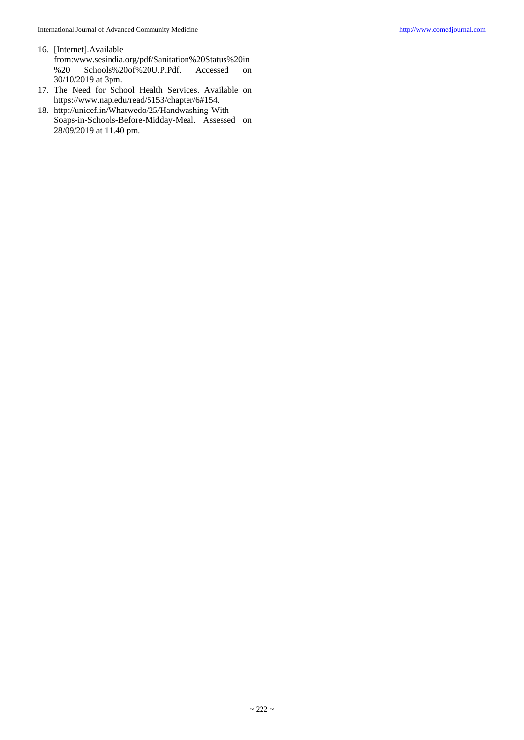16. [Internet].Available from:www.sesindia.org/pdf/Sanitation%20Status%20in %20 Schools%20of%20U.P.Pdf. Accessed on 30/10/2019 at 3pm.
17. The Need for School Health Services. Available on https://www.nap.edu/read/5153/chapter/6#154.
18. http://unicef.in/Whatwedo/25/Handwashing-With-Soaps-in-Schools-Before-Midday-Meal. Assessed on 28/09/2019 at 11.40 pm.